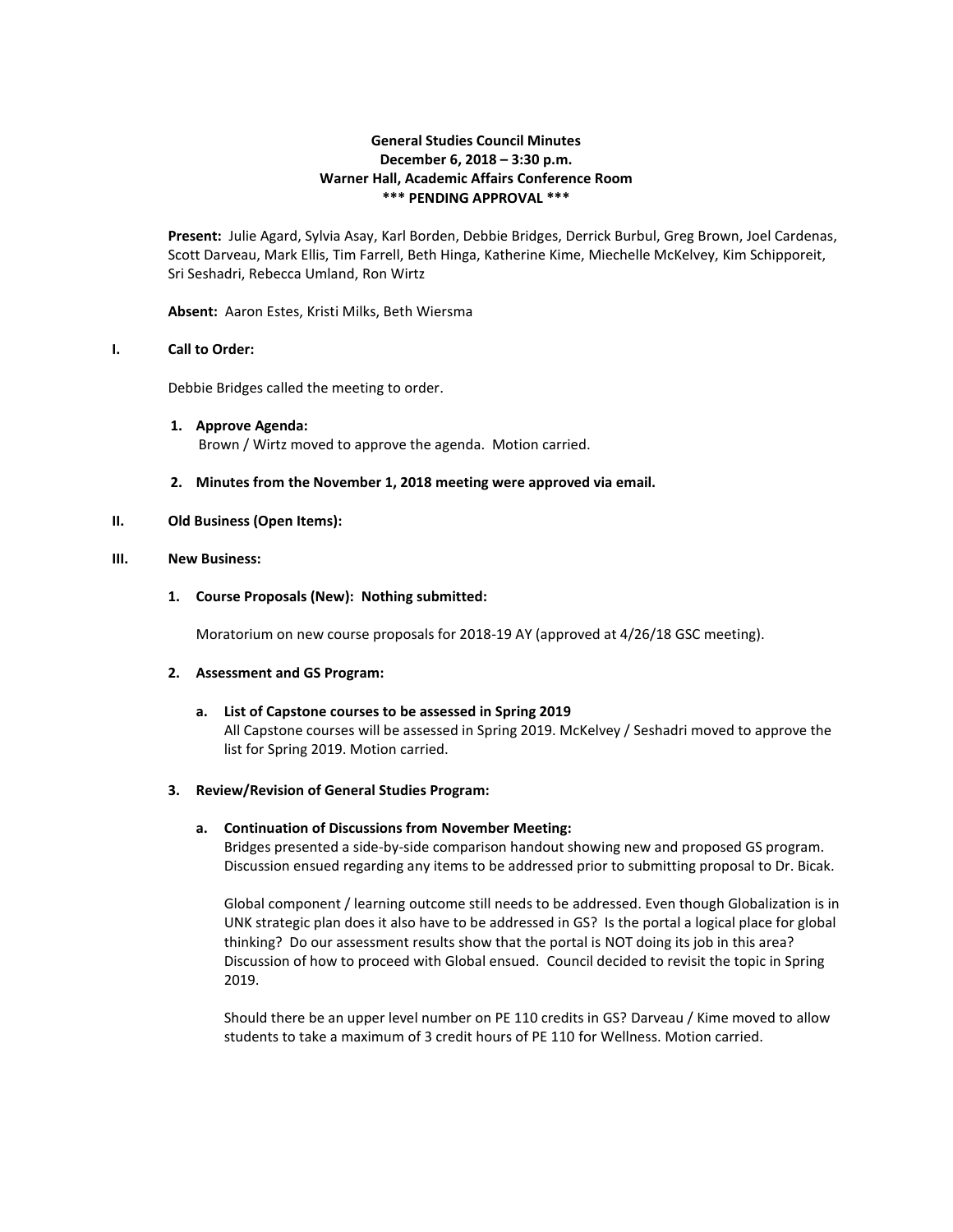# General Studies Council Minutes

**December 6, 2018 – 3:30 p.m.**
**Warner Hall, Academic Affairs Conference Room**
**\*\*\* PENDING APPROVAL \*\*\***

**Present:** Julie Agard, Sylvia Asay, Karl Borden, Debbie Bridges, Derrick Burbul, Greg Brown, Joel Cardenas, Scott Darveau, Mark Ellis, Tim Farrell, Beth Hinga, Katherine Kime, Miechelle McKelvey, Kim Schipporeit, Sri Seshadri, Rebecca Umland, Ron Wirtz

**Absent:** Aaron Estes, Kristi Milks, Beth Wiersma

## I. Call to Order:

Debbie Bridges called the meeting to order.

1. **Approve Agenda:**
   Brown / Wirtz moved to approve the agenda. Motion carried.

2. **Minutes from the November 1, 2018 meeting were approved via email.**

## II. Old Business (Open Items):

## III. New Business:

1. **Course Proposals (New): Nothing submitted:**

   Moratorium on new course proposals for 2018-19 AY (approved at 4/26/18 GSC meeting).

2. **Assessment and GS Program:**

   a. **List of Capstone courses to be assessed in Spring 2019**
   All Capstone courses will be assessed in Spring 2019. McKelvey / Seshadri moved to approve the list for Spring 2019. Motion carried.

3. **Review/Revision of General Studies Program:**

   a. **Continuation of Discussions from November Meeting:**
   Bridges presented a side-by-side comparison handout showing new and proposed GS program. Discussion ensued regarding any items to be addressed prior to submitting proposal to Dr. Bicak.

   Global component / learning outcome still needs to be addressed. Even though Globalization is in UNK strategic plan does it also have to be addressed in GS? Is the portal a logical place for global thinking? Do our assessment results show that the portal is NOT doing its job in this area? Discussion of how to proceed with Global ensued. Council decided to revisit the topic in Spring 2019.

   Should there be an upper level number on PE 110 credits in GS? Darveau / Kime moved to allow students to take a maximum of 3 credit hours of PE 110 for Wellness. Motion carried.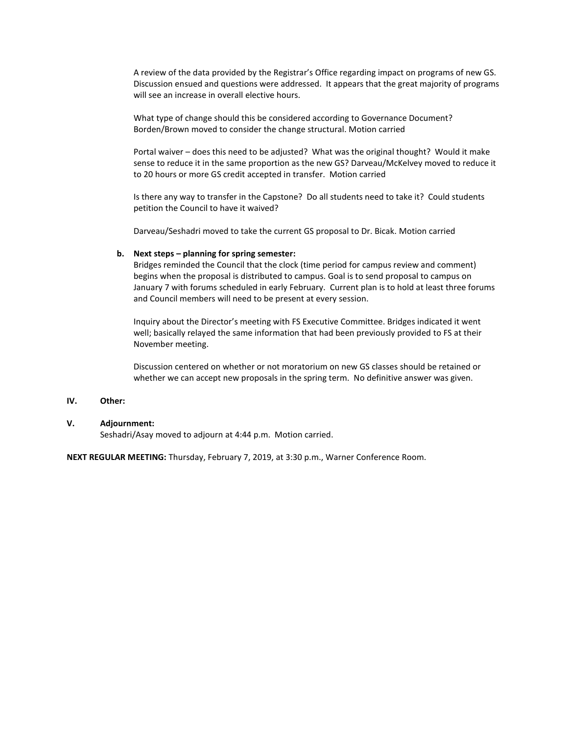A review of the data provided by the Registrar's Office regarding impact on programs of new GS. Discussion ensued and questions were addressed. It appears that the great majority of programs will see an increase in overall elective hours.

What type of change should this be considered according to Governance Document? Borden/Brown moved to consider the change structural. Motion carried

Portal waiver – does this need to be adjusted? What was the original thought? Would it make sense to reduce it in the same proportion as the new GS? Darveau/McKelvey moved to reduce it to 20 hours or more GS credit accepted in transfer. Motion carried

Is there any way to transfer in the Capstone? Do all students need to take it? Could students petition the Council to have it waived?

Darveau/Seshadri moved to take the current GS proposal to Dr. Bicak. Motion carried

**b. Next steps – planning for spring semester:**

Bridges reminded the Council that the clock (time period for campus review and comment) begins when the proposal is distributed to campus. Goal is to send proposal to campus on January 7 with forums scheduled in early February. Current plan is to hold at least three forums and Council members will need to be present at every session.

Inquiry about the Director's meeting with FS Executive Committee. Bridges indicated it went well; basically relayed the same information that had been previously provided to FS at their November meeting.

Discussion centered on whether or not moratorium on new GS classes should be retained or whether we can accept new proposals in the spring term. No definitive answer was given.

**IV. Other:**

**V. Adjournment:**

Seshadri/Asay moved to adjourn at 4:44 p.m. Motion carried.

**NEXT REGULAR MEETING:** Thursday, February 7, 2019, at 3:30 p.m., Warner Conference Room.